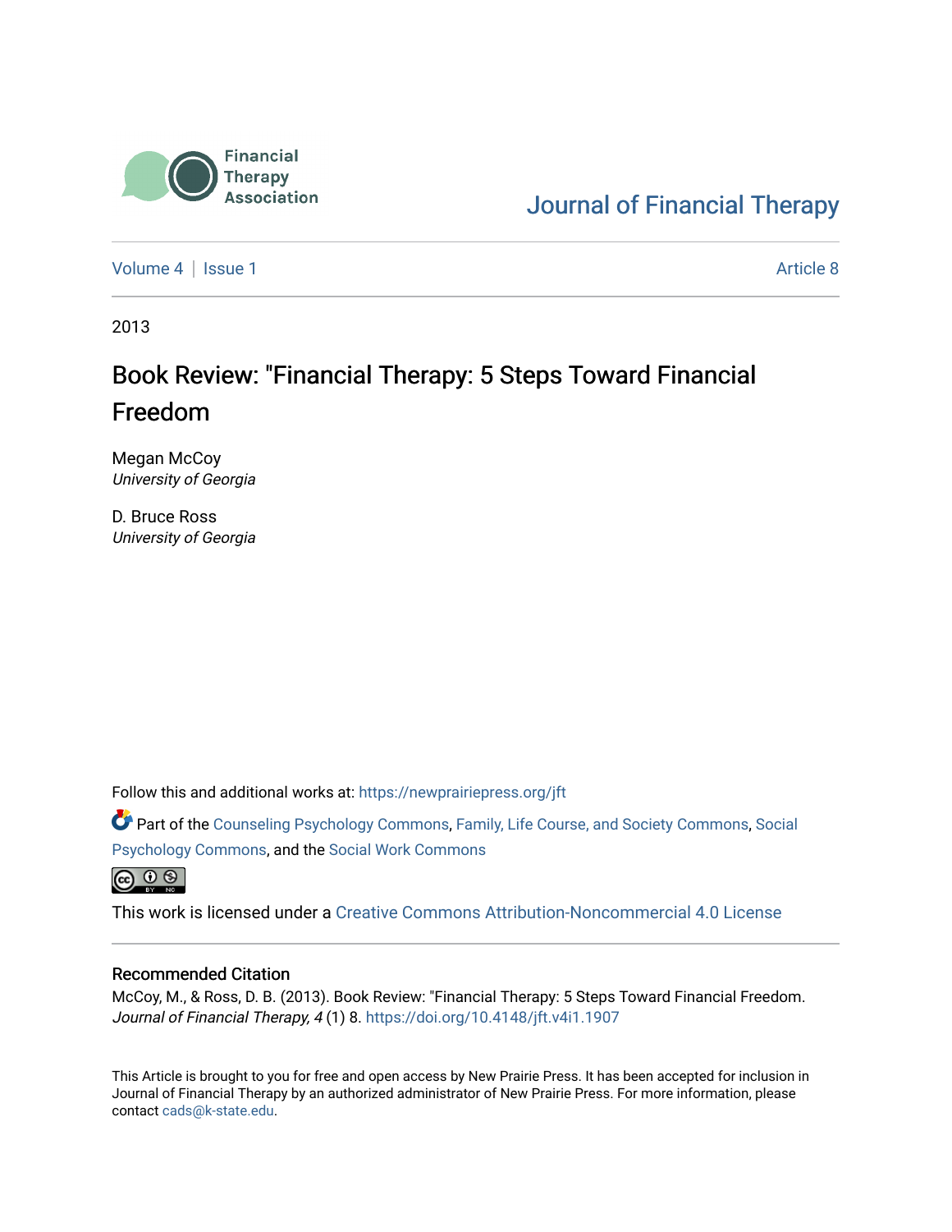Financial Therapy Association

Journal of Financial Therapy

Volume 4 | Issue 1 Article 8

2013

# Book Review: "Financial Therapy: 5 Steps Toward Financial Freedom

Megan McCoy
*University of Georgia*

D. Bruce Ross
*University of Georgia*

Follow this and additional works at: https://newprairiepress.org/jft

Part of the Counseling Psychology Commons, Family, Life Course, and Society Commons, Social Psychology Commons, and the Social Work Commons

This work is licensed under a Creative Commons Attribution-Noncommercial 4.0 License

## Recommended Citation

McCoy, M., & Ross, D. B. (2013). Book Review: "Financial Therapy: 5 Steps Toward Financial Freedom. *Journal of Financial Therapy, 4* (1) 8. https://doi.org/10.4148/jft.v4i1.1907

This Article is brought to you for free and open access by New Prairie Press. It has been accepted for inclusion in Journal of Financial Therapy by an authorized administrator of New Prairie Press. For more information, please contact cads@k-state.edu.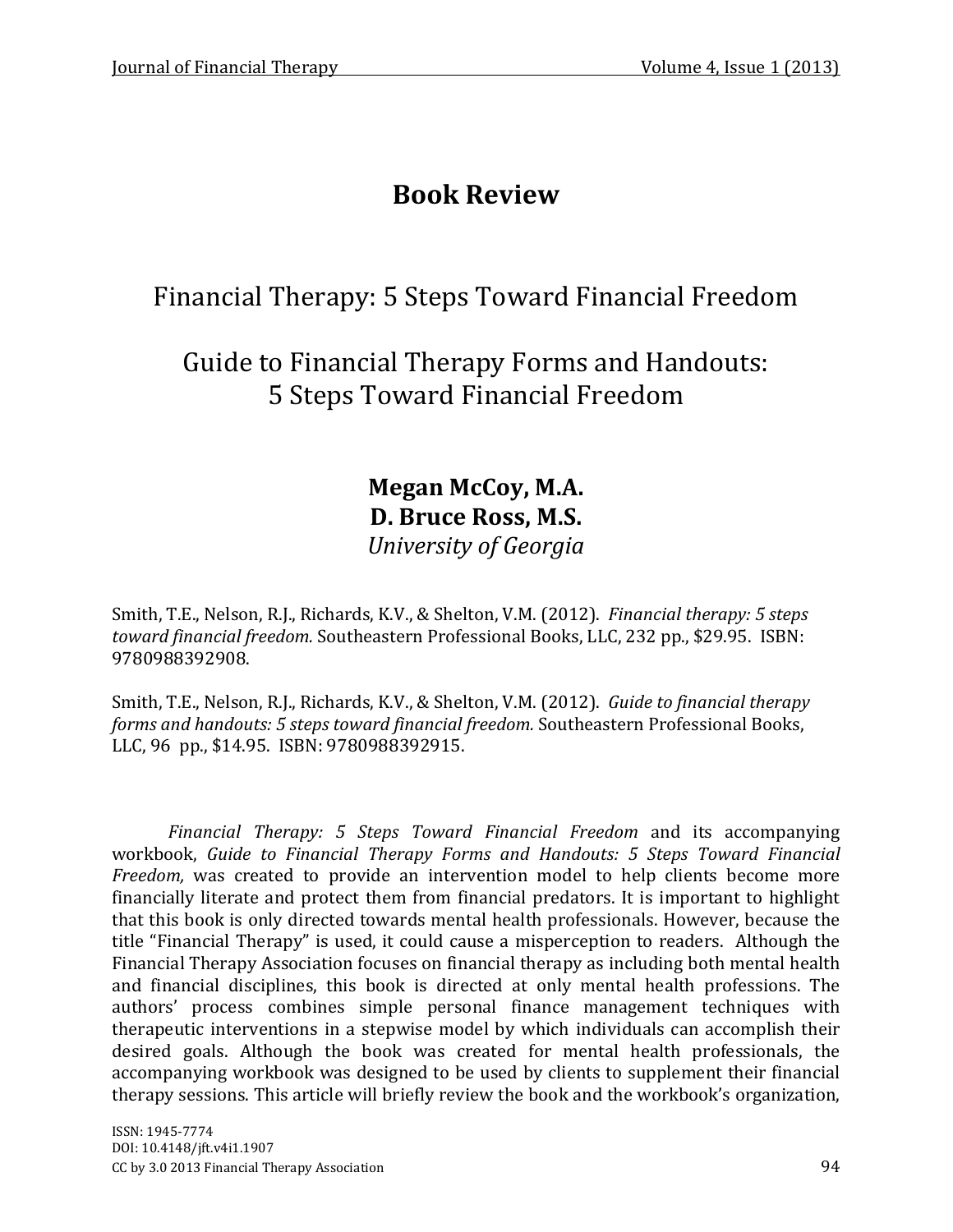# Book Review

## Financial Therapy: 5 Steps Toward Financial Freedom

## Guide to Financial Therapy Forms and Handouts: 5 Steps Toward Financial Freedom

**Megan McCoy, M.A.**
**D. Bruce Ross, M.S.**
*University of Georgia*

Smith, T.E., Nelson, R.J., Richards, K.V., & Shelton, V.M. (2012). *Financial therapy: 5 steps toward financial freedom.* Southeastern Professional Books, LLC, 232 pp., $29.95. ISBN: 9780988392908.

Smith, T.E., Nelson, R.J., Richards, K.V., & Shelton, V.M. (2012). *Guide to financial therapy forms and handouts: 5 steps toward financial freedom.* Southeastern Professional Books, LLC, 96 pp., $14.95. ISBN: 9780988392915.

*Financial Therapy: 5 Steps Toward Financial Freedom* and its accompanying workbook, *Guide to Financial Therapy Forms and Handouts: 5 Steps Toward Financial Freedom,* was created to provide an intervention model to help clients become more financially literate and protect them from financial predators. It is important to highlight that this book is only directed towards mental health professionals. However, because the title "Financial Therapy" is used, it could cause a misperception to readers. Although the Financial Therapy Association focuses on financial therapy as including both mental health and financial disciplines, this book is directed at only mental health professions. The authors' process combines simple personal finance management techniques with therapeutic interventions in a stepwise model by which individuals can accomplish their desired goals. Although the book was created for mental health professionals, the accompanying workbook was designed to be used by clients to supplement their financial therapy sessions. This article will briefly review the book and the workbook's organization,

ISSN: 1945-7774
DOI: 10.4148/jft.v4i1.1907
CC by 3.0 2013 Financial Therapy Association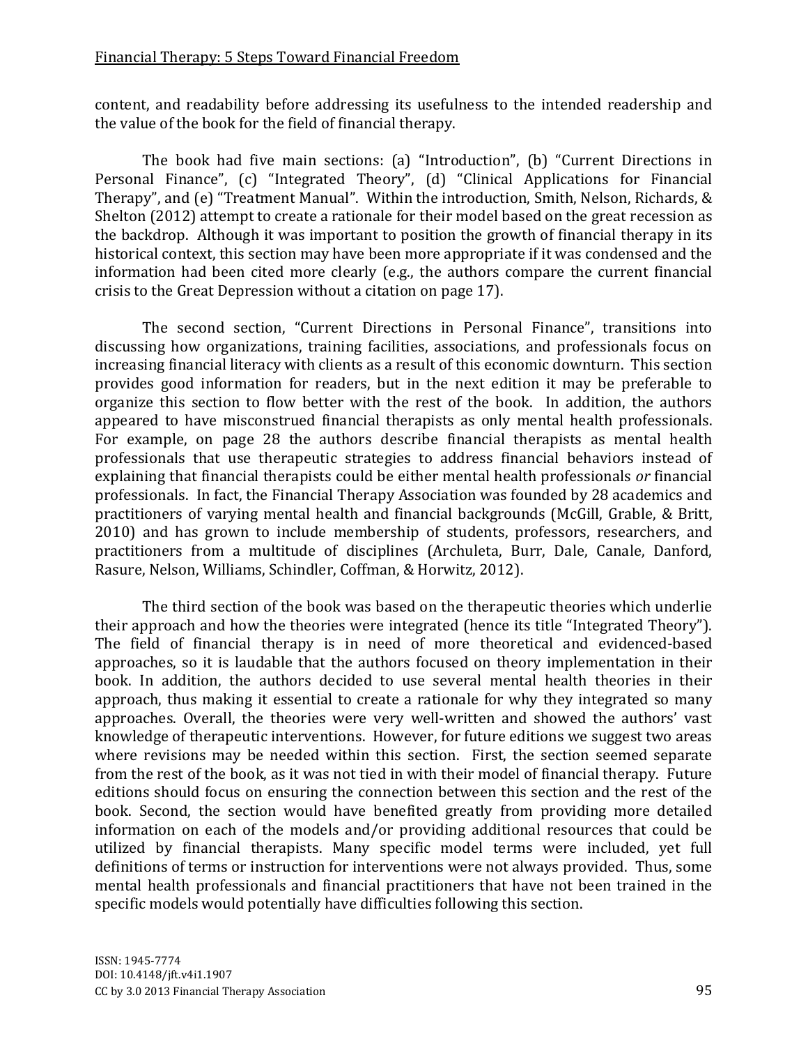content, and readability before addressing its usefulness to the intended readership and the value of the book for the field of financial therapy.

The book had five main sections: (a) "Introduction", (b) "Current Directions in Personal Finance", (c) "Integrated Theory", (d) "Clinical Applications for Financial Therapy", and (e) "Treatment Manual". Within the introduction, Smith, Nelson, Richards, & Shelton (2012) attempt to create a rationale for their model based on the great recession as the backdrop. Although it was important to position the growth of financial therapy in its historical context, this section may have been more appropriate if it was condensed and the information had been cited more clearly (e.g., the authors compare the current financial crisis to the Great Depression without a citation on page 17).

The second section, "Current Directions in Personal Finance", transitions into discussing how organizations, training facilities, associations, and professionals focus on increasing financial literacy with clients as a result of this economic downturn. This section provides good information for readers, but in the next edition it may be preferable to organize this section to flow better with the rest of the book. In addition, the authors appeared to have misconstrued financial therapists as only mental health professionals. For example, on page 28 the authors describe financial therapists as mental health professionals that use therapeutic strategies to address financial behaviors instead of explaining that financial therapists could be either mental health professionals *or* financial professionals. In fact, the Financial Therapy Association was founded by 28 academics and practitioners of varying mental health and financial backgrounds (McGill, Grable, & Britt, 2010) and has grown to include membership of students, professors, researchers, and practitioners from a multitude of disciplines (Archuleta, Burr, Dale, Canale, Danford, Rasure, Nelson, Williams, Schindler, Coffman, & Horwitz, 2012).

The third section of the book was based on the therapeutic theories which underlie their approach and how the theories were integrated (hence its title "Integrated Theory"). The field of financial therapy is in need of more theoretical and evidenced-based approaches, so it is laudable that the authors focused on theory implementation in their book. In addition, the authors decided to use several mental health theories in their approach, thus making it essential to create a rationale for why they integrated so many approaches. Overall, the theories were very well-written and showed the authors' vast knowledge of therapeutic interventions. However, for future editions we suggest two areas where revisions may be needed within this section. First, the section seemed separate from the rest of the book, as it was not tied in with their model of financial therapy. Future editions should focus on ensuring the connection between this section and the rest of the book. Second, the section would have benefited greatly from providing more detailed information on each of the models and/or providing additional resources that could be utilized by financial therapists. Many specific model terms were included, yet full definitions of terms or instruction for interventions were not always provided. Thus, some mental health professionals and financial practitioners that have not been trained in the specific models would potentially have difficulties following this section.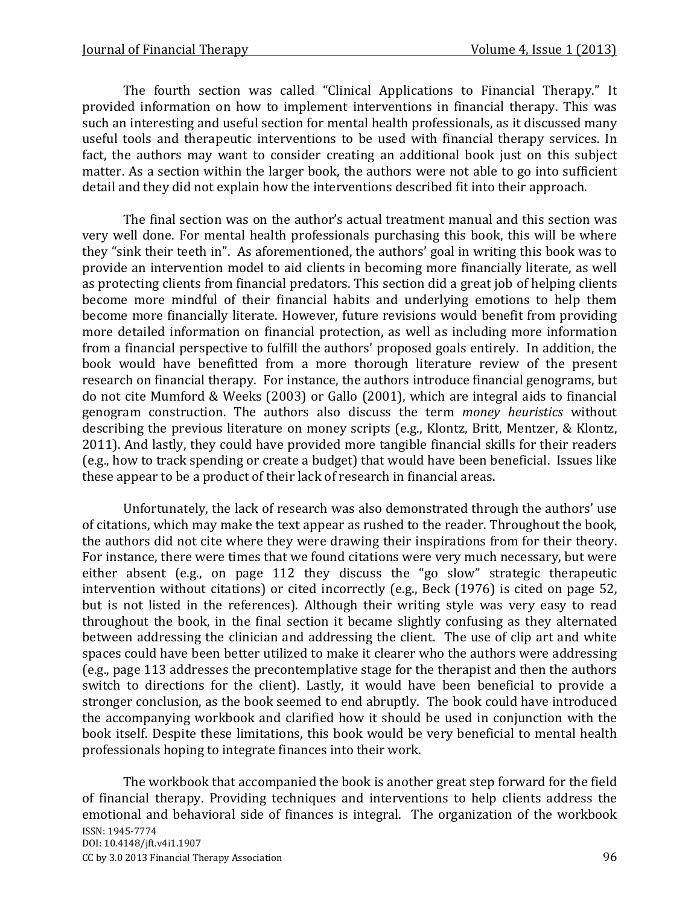The fourth section was called "Clinical Applications to Financial Therapy." It provided information on how to implement interventions in financial therapy. This was such an interesting and useful section for mental health professionals, as it discussed many useful tools and therapeutic interventions to be used with financial therapy services. In fact, the authors may want to consider creating an additional book just on this subject matter. As a section within the larger book, the authors were not able to go into sufficient detail and they did not explain how the interventions described fit into their approach.

The final section was on the author's actual treatment manual and this section was very well done. For mental health professionals purchasing this book, this will be where they "sink their teeth in". As aforementioned, the authors' goal in writing this book was to provide an intervention model to aid clients in becoming more financially literate, as well as protecting clients from financial predators. This section did a great job of helping clients become more mindful of their financial habits and underlying emotions to help them become more financially literate. However, future revisions would benefit from providing more detailed information on financial protection, as well as including more information from a financial perspective to fulfill the authors' proposed goals entirely. In addition, the book would have benefitted from a more thorough literature review of the present research on financial therapy. For instance, the authors introduce financial genograms, but do not cite Mumford & Weeks (2003) or Gallo (2001), which are integral aids to financial genogram construction. The authors also discuss the term *money heuristics* without describing the previous literature on money scripts (e.g., Klontz, Britt, Mentzer, & Klontz, 2011). And lastly, they could have provided more tangible financial skills for their readers (e.g., how to track spending or create a budget) that would have been beneficial. Issues like these appear to be a product of their lack of research in financial areas.

Unfortunately, the lack of research was also demonstrated through the authors' use of citations, which may make the text appear as rushed to the reader. Throughout the book, the authors did not cite where they were drawing their inspirations from for their theory. For instance, there were times that we found citations were very much necessary, but were either absent (e.g., on page 112 they discuss the "go slow" strategic therapeutic intervention without citations) or cited incorrectly (e.g., Beck (1976) is cited on page 52, but is not listed in the references). Although their writing style was very easy to read throughout the book, in the final section it became slightly confusing as they alternated between addressing the clinician and addressing the client. The use of clip art and white spaces could have been better utilized to make it clearer who the authors were addressing (e.g., page 113 addresses the precontemplative stage for the therapist and then the authors switch to directions for the client). Lastly, it would have been beneficial to provide a stronger conclusion, as the book seemed to end abruptly. The book could have introduced the accompanying workbook and clarified how it should be used in conjunction with the book itself. Despite these limitations, this book would be very beneficial to mental health professionals hoping to integrate finances into their work.

The workbook that accompanied the book is another great step forward for the field of financial therapy. Providing techniques and interventions to help clients address the emotional and behavioral side of finances is integral. The organization of the workbook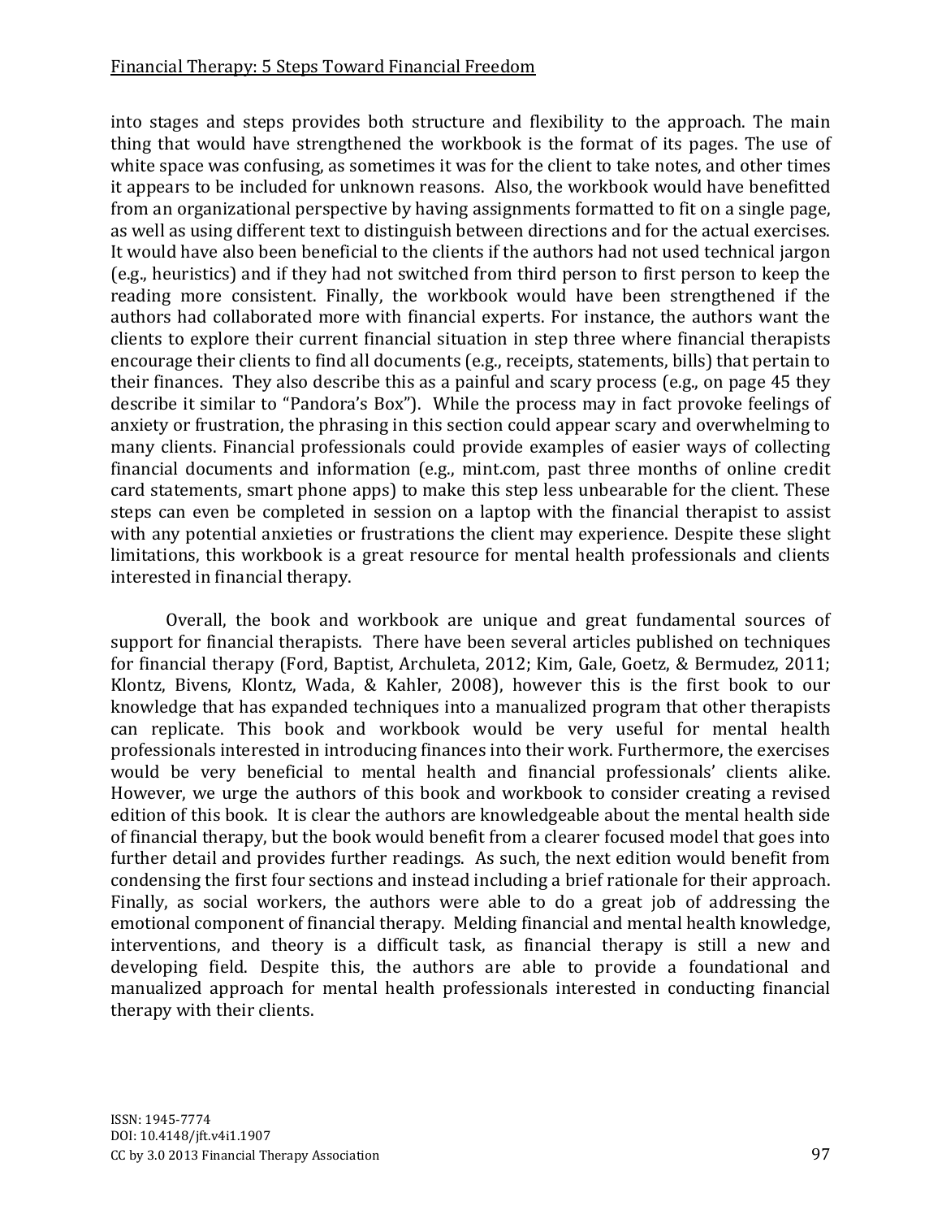into stages and steps provides both structure and flexibility to the approach. The main thing that would have strengthened the workbook is the format of its pages. The use of white space was confusing, as sometimes it was for the client to take notes, and other times it appears to be included for unknown reasons. Also, the workbook would have benefitted from an organizational perspective by having assignments formatted to fit on a single page, as well as using different text to distinguish between directions and for the actual exercises. It would have also been beneficial to the clients if the authors had not used technical jargon (e.g., heuristics) and if they had not switched from third person to first person to keep the reading more consistent. Finally, the workbook would have been strengthened if the authors had collaborated more with financial experts. For instance, the authors want the clients to explore their current financial situation in step three where financial therapists encourage their clients to find all documents (e.g., receipts, statements, bills) that pertain to their finances. They also describe this as a painful and scary process (e.g., on page 45 they describe it similar to "Pandora's Box"). While the process may in fact provoke feelings of anxiety or frustration, the phrasing in this section could appear scary and overwhelming to many clients. Financial professionals could provide examples of easier ways of collecting financial documents and information (e.g., mint.com, past three months of online credit card statements, smart phone apps) to make this step less unbearable for the client. These steps can even be completed in session on a laptop with the financial therapist to assist with any potential anxieties or frustrations the client may experience. Despite these slight limitations, this workbook is a great resource for mental health professionals and clients interested in financial therapy.

Overall, the book and workbook are unique and great fundamental sources of support for financial therapists. There have been several articles published on techniques for financial therapy (Ford, Baptist, Archuleta, 2012; Kim, Gale, Goetz, & Bermudez, 2011; Klontz, Bivens, Klontz, Wada, & Kahler, 2008), however this is the first book to our knowledge that has expanded techniques into a manualized program that other therapists can replicate. This book and workbook would be very useful for mental health professionals interested in introducing finances into their work. Furthermore, the exercises would be very beneficial to mental health and financial professionals' clients alike. However, we urge the authors of this book and workbook to consider creating a revised edition of this book. It is clear the authors are knowledgeable about the mental health side of financial therapy, but the book would benefit from a clearer focused model that goes into further detail and provides further readings. As such, the next edition would benefit from condensing the first four sections and instead including a brief rationale for their approach. Finally, as social workers, the authors were able to do a great job of addressing the emotional component of financial therapy. Melding financial and mental health knowledge, interventions, and theory is a difficult task, as financial therapy is still a new and developing field. Despite this, the authors are able to provide a foundational and manualized approach for mental health professionals interested in conducting financial therapy with their clients.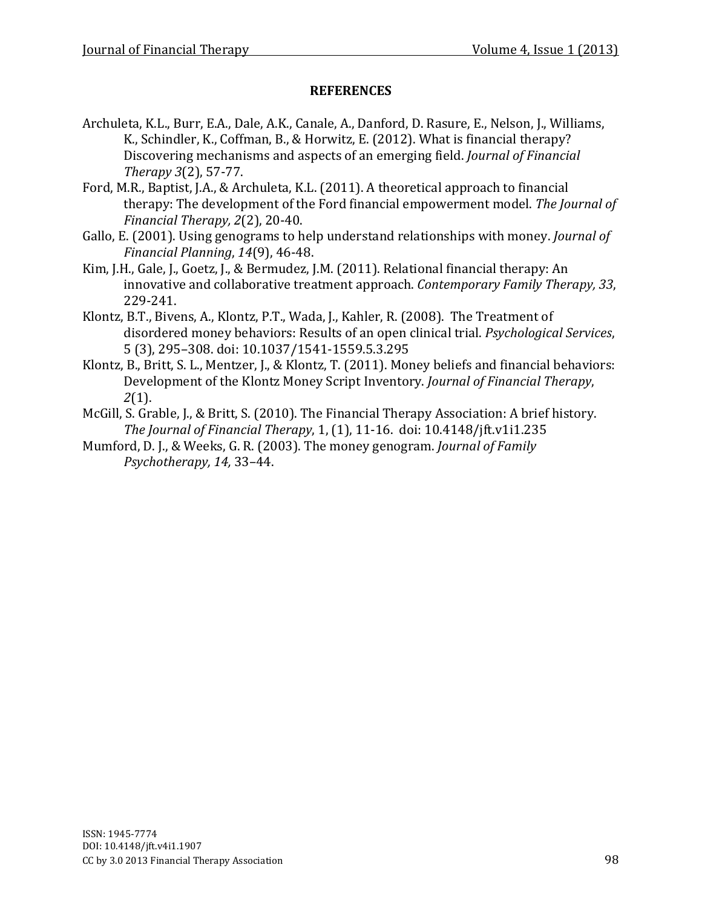## REFERENCES

Archuleta, K.L., Burr, E.A., Dale, A.K., Canale, A., Danford, D. Rasure, E., Nelson, J., Williams, K., Schindler, K., Coffman, B., & Horwitz, E. (2012). What is financial therapy? Discovering mechanisms and aspects of an emerging field. *Journal of Financial Therapy 3*(2), 57-77.

Ford, M.R., Baptist, J.A., & Archuleta, K.L. (2011). A theoretical approach to financial therapy: The development of the Ford financial empowerment model. *The Journal of Financial Therapy, 2*(2), 20-40.

Gallo, E. (2001). Using genograms to help understand relationships with money. *Journal of Financial Planning*, *14*(9), 46-48.

Kim, J.H., Gale, J., Goetz, J., & Bermudez, J.M. (2011). Relational financial therapy: An innovative and collaborative treatment approach. *Contemporary Family Therapy, 33*, 229-241.

Klontz, B.T., Bivens, A., Klontz, P.T., Wada, J., Kahler, R. (2008). The Treatment of disordered money behaviors: Results of an open clinical trial. *Psychological Services*, 5 (3), 295–308. doi: 10.1037/1541-1559.5.3.295

Klontz, B., Britt, S. L., Mentzer, J., & Klontz, T. (2011). Money beliefs and financial behaviors: Development of the Klontz Money Script Inventory. *Journal of Financial Therapy*, *2*(1).

McGill, S. Grable, J., & Britt, S. (2010). The Financial Therapy Association: A brief history. *The Journal of Financial Therapy*, 1, (1), 11-16. doi: 10.4148/jft.v1i1.235

Mumford, D. J., & Weeks, G. R. (2003). The money genogram. *Journal of Family Psychotherapy, 14,* 33–44.